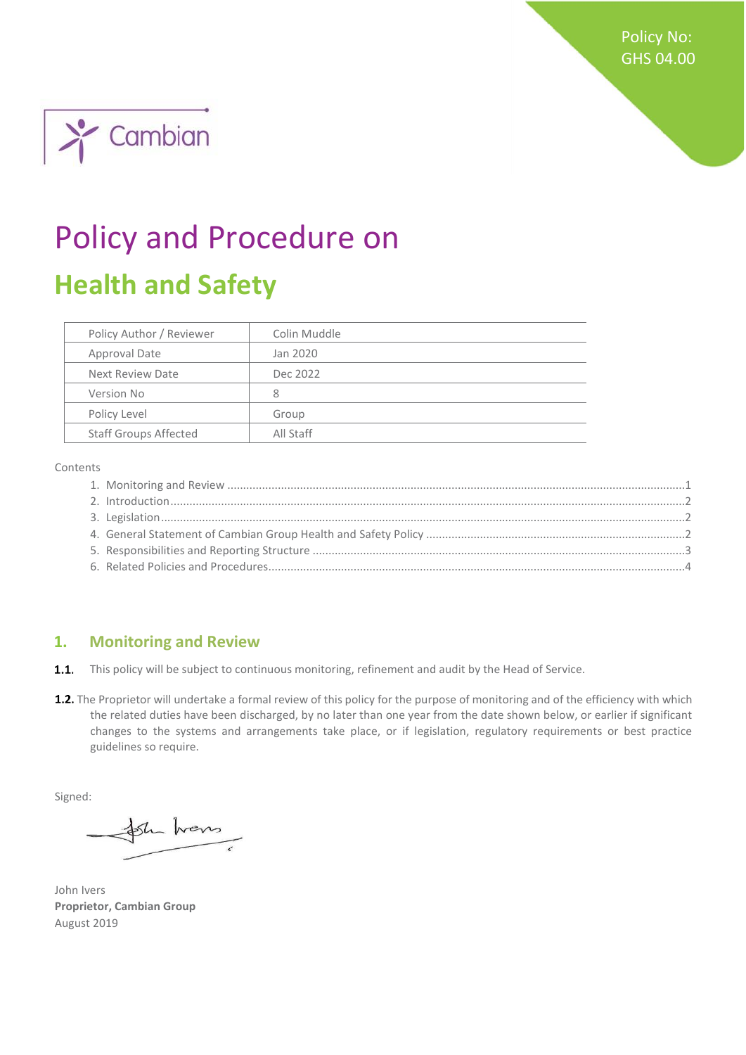Policy No: GHS 04.00

Cambian

# Policy and Procedure on

## Health and Safety

| Policy Author / Reviewer | Colin Muddle |
|---|---|
| Approval Date | Jan 2020 |
| Next Review Date | Dec 2022 |
| Version No | 8 |
| Policy Level | Group |
| Staff Groups Affected | All Staff |

Contents

1. Monitoring and Review ....................1
2. Introduction ....................2
3. Legislation ....................2
4. General Statement of Cambian Group Health and Safety Policy ....................2
5. Responsibilities and Reporting Structure ....................3
6. Related Policies and Procedures ....................4

## 1. Monitoring and Review

**1.1.** This policy will be subject to continuous monitoring, refinement and audit by the Head of Service.

**1.2.** The Proprietor will undertake a formal review of this policy for the purpose of monitoring and of the efficiency with which the related duties have been discharged, by no later than one year from the date shown below, or earlier if significant changes to the systems and arrangements take place, or if legislation, regulatory requirements or best practice guidelines so require.

Signed:

John Ivers
**Proprietor, Cambian Group**
August 2019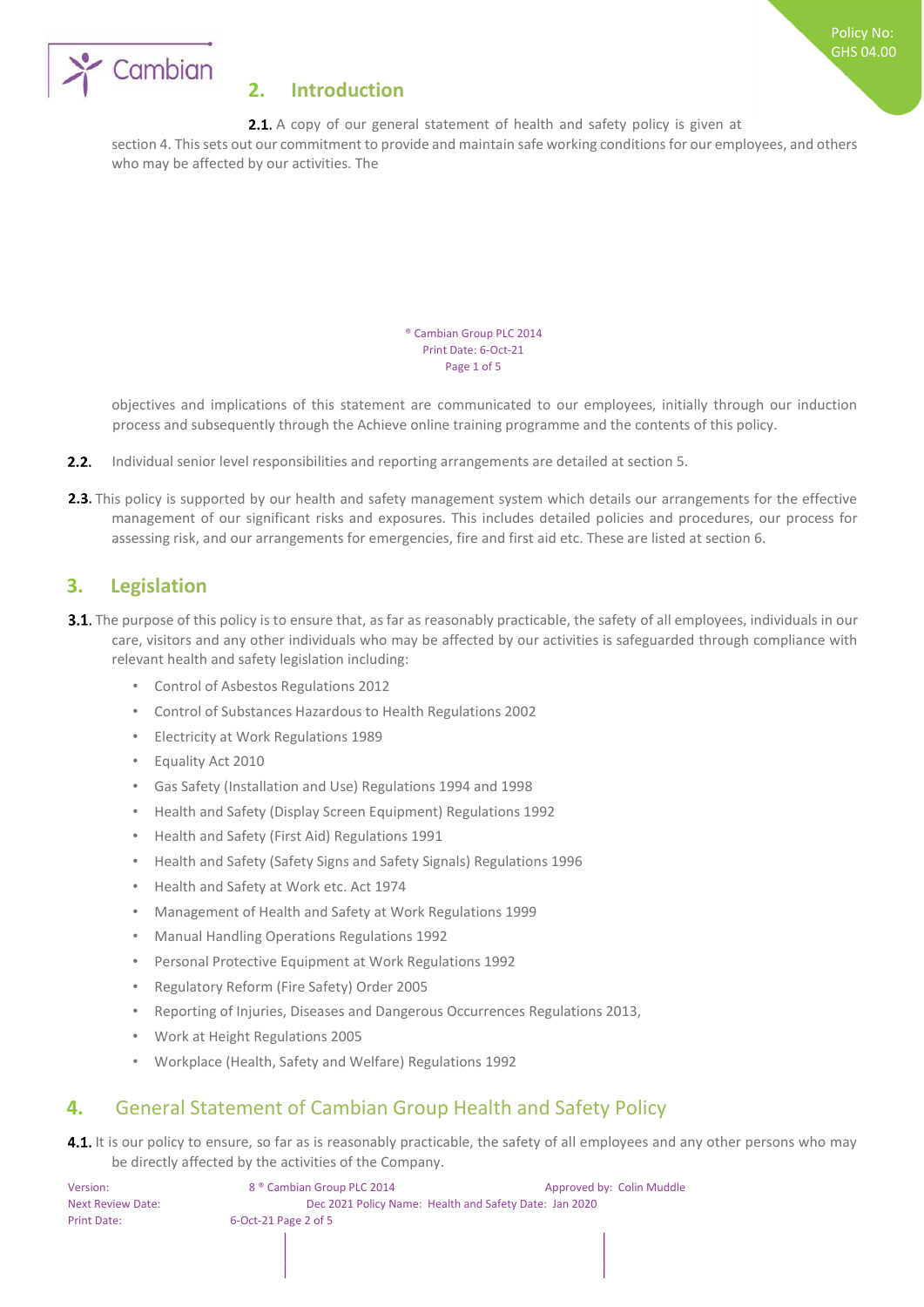## 2. Introduction

**2.1.** A copy of our general statement of health and safety policy is given at section 4. This sets out our commitment to provide and maintain safe working conditions for our employees, and others who may be affected by our activities. The objectives and implications of this statement are communicated to our employees, initially through our induction process and subsequently through the Achieve online training programme and the contents of this policy.

**2.2.** Individual senior level responsibilities and reporting arrangements are detailed at section 5.

**2.3.** This policy is supported by our health and safety management system which details our arrangements for the effective management of our significant risks and exposures. This includes detailed policies and procedures, our process for assessing risk, and our arrangements for emergencies, fire and first aid etc. These are listed at section 6.

## 3. Legislation

**3.1.** The purpose of this policy is to ensure that, as far as reasonably practicable, the safety of all employees, individuals in our care, visitors and any other individuals who may be affected by our activities is safeguarded through compliance with relevant health and safety legislation including:

- Control of Asbestos Regulations 2012
- Control of Substances Hazardous to Health Regulations 2002
- Electricity at Work Regulations 1989
- Equality Act 2010
- Gas Safety (Installation and Use) Regulations 1994 and 1998
- Health and Safety (Display Screen Equipment) Regulations 1992
- Health and Safety (First Aid) Regulations 1991
- Health and Safety (Safety Signs and Safety Signals) Regulations 1996
- Health and Safety at Work etc. Act 1974
- Management of Health and Safety at Work Regulations 1999
- Manual Handling Operations Regulations 1992
- Personal Protective Equipment at Work Regulations 1992
- Regulatory Reform (Fire Safety) Order 2005
- Reporting of Injuries, Diseases and Dangerous Occurrences Regulations 2013,
- Work at Height Regulations 2005
- Workplace (Health, Safety and Welfare) Regulations 1992

## 4. General Statement of Cambian Group Health and Safety Policy

**4.1.** It is our policy to ensure, so far as is reasonably practicable, the safety of all employees and any other persons who may be directly affected by the activities of the Company.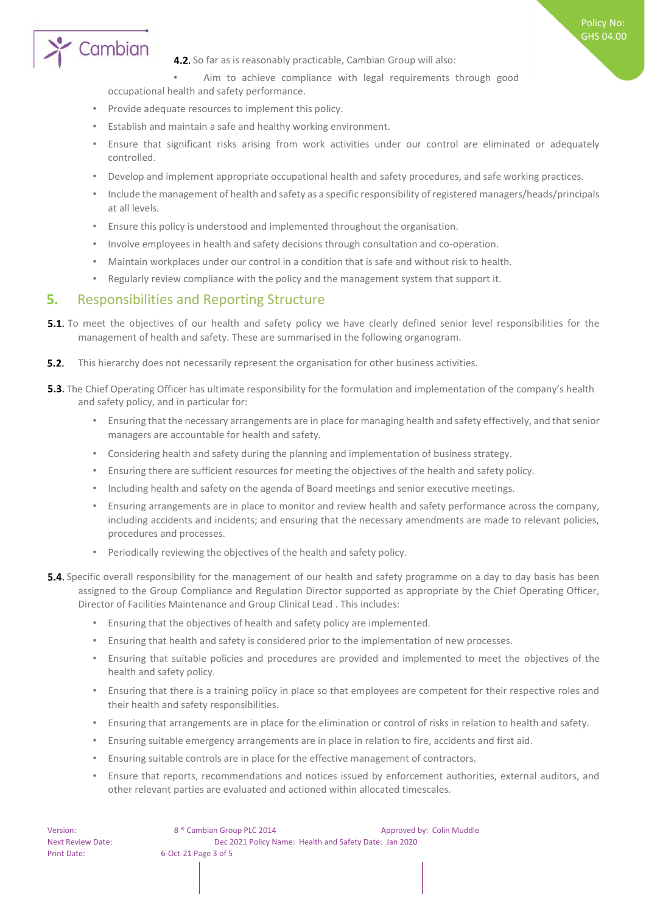**4.2.** So far as is reasonably practicable, Cambian Group will also:

- Aim to achieve compliance with legal requirements through good occupational health and safety performance.
- Provide adequate resources to implement this policy.
- Establish and maintain a safe and healthy working environment.
- Ensure that significant risks arising from work activities under our control are eliminated or adequately controlled.
- Develop and implement appropriate occupational health and safety procedures, and safe working practices.
- Include the management of health and safety as a specific responsibility of registered managers/heads/principals at all levels.
- Ensure this policy is understood and implemented throughout the organisation.
- Involve employees in health and safety decisions through consultation and co-operation.
- Maintain workplaces under our control in a condition that is safe and without risk to health.
- Regularly review compliance with the policy and the management system that support it.

## 5. Responsibilities and Reporting Structure

**5.1.** To meet the objectives of our health and safety policy we have clearly defined senior level responsibilities for the management of health and safety. These are summarised in the following organogram.

**5.2.** This hierarchy does not necessarily represent the organisation for other business activities.

**5.3.** The Chief Operating Officer has ultimate responsibility for the formulation and implementation of the company's health and safety policy, and in particular for:

- Ensuring that the necessary arrangements are in place for managing health and safety effectively, and that senior managers are accountable for health and safety.
- Considering health and safety during the planning and implementation of business strategy.
- Ensuring there are sufficient resources for meeting the objectives of the health and safety policy.
- Including health and safety on the agenda of Board meetings and senior executive meetings.
- Ensuring arrangements are in place to monitor and review health and safety performance across the company, including accidents and incidents; and ensuring that the necessary amendments are made to relevant policies, procedures and processes.
- Periodically reviewing the objectives of the health and safety policy.

**5.4.** Specific overall responsibility for the management of our health and safety programme on a day to day basis has been assigned to the Group Compliance and Regulation Director supported as appropriate by the Chief Operating Officer, Director of Facilities Maintenance and Group Clinical Lead . This includes:

- Ensuring that the objectives of health and safety policy are implemented.
- Ensuring that health and safety is considered prior to the implementation of new processes.
- Ensuring that suitable policies and procedures are provided and implemented to meet the objectives of the health and safety policy.
- Ensuring that there is a training policy in place so that employees are competent for their respective roles and their health and safety responsibilities.
- Ensuring that arrangements are in place for the elimination or control of risks in relation to health and safety.
- Ensuring suitable emergency arrangements are in place in relation to fire, accidents and first aid.
- Ensuring suitable controls are in place for the effective management of contractors.
- Ensure that reports, recommendations and notices issued by enforcement authorities, external auditors, and other relevant parties are evaluated and actioned within allocated timescales.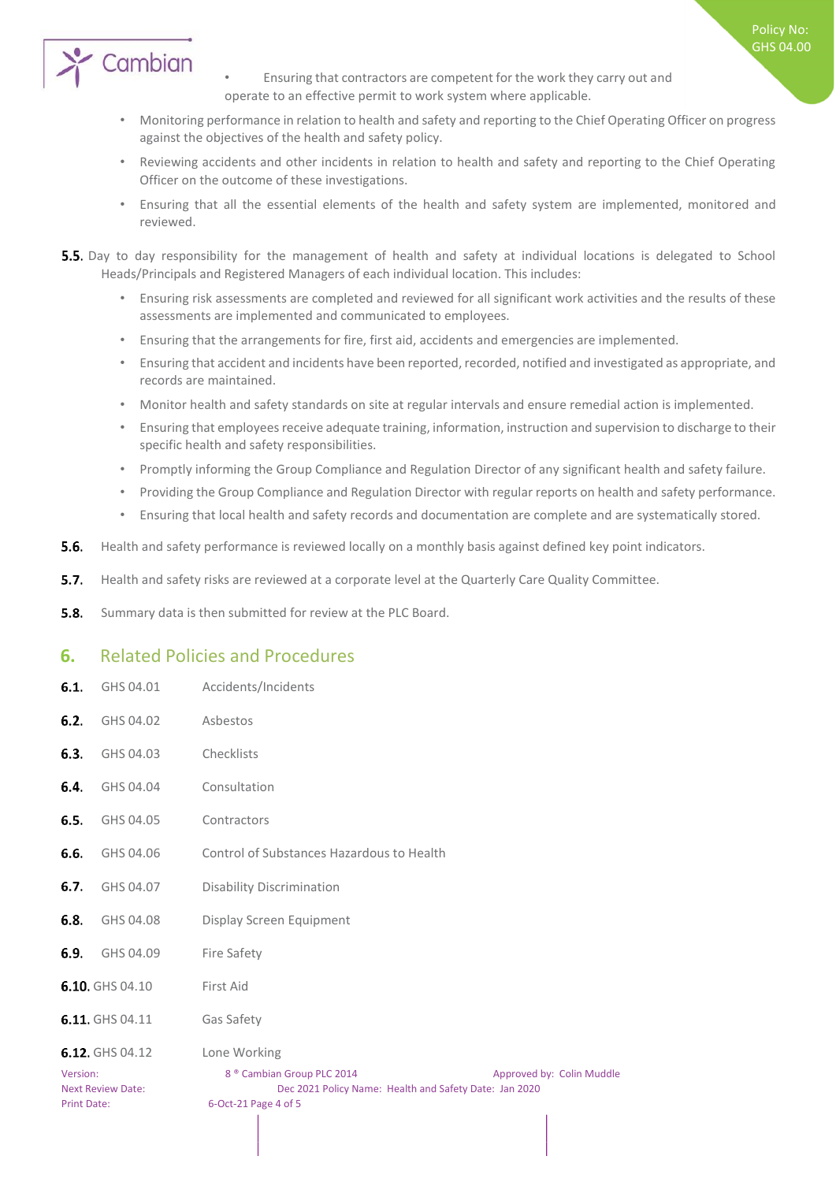- Ensuring that contractors are competent for the work they carry out and operate to an effective permit to work system where applicable.
- Monitoring performance in relation to health and safety and reporting to the Chief Operating Officer on progress against the objectives of the health and safety policy.
- Reviewing accidents and other incidents in relation to health and safety and reporting to the Chief Operating Officer on the outcome of these investigations.
- Ensuring that all the essential elements of the health and safety system are implemented, monitored and reviewed.

**5.5.** Day to day responsibility for the management of health and safety at individual locations is delegated to School Heads/Principals and Registered Managers of each individual location. This includes:

- Ensuring risk assessments are completed and reviewed for all significant work activities and the results of these assessments are implemented and communicated to employees.
- Ensuring that the arrangements for fire, first aid, accidents and emergencies are implemented.
- Ensuring that accident and incidents have been reported, recorded, notified and investigated as appropriate, and records are maintained.
- Monitor health and safety standards on site at regular intervals and ensure remedial action is implemented.
- Ensuring that employees receive adequate training, information, instruction and supervision to discharge to their specific health and safety responsibilities.
- Promptly informing the Group Compliance and Regulation Director of any significant health and safety failure.
- Providing the Group Compliance and Regulation Director with regular reports on health and safety performance.
- Ensuring that local health and safety records and documentation are complete and are systematically stored.

**5.6.** Health and safety performance is reviewed locally on a monthly basis against defined key point indicators.

**5.7.** Health and safety risks are reviewed at a corporate level at the Quarterly Care Quality Committee.

**5.8.** Summary data is then submitted for review at the PLC Board.

## 6. Related Policies and Procedures

**6.1.** GHS 04.01 Accidents/Incidents

**6.2.** GHS 04.02 Asbestos

**6.3.** GHS 04.03 Checklists

**6.4.** GHS 04.04 Consultation

**6.5.** GHS 04.05 Contractors

**6.6.** GHS 04.06 Control of Substances Hazardous to Health

**6.7.** GHS 04.07 Disability Discrimination

**6.8.** GHS 04.08 Display Screen Equipment

**6.9.** GHS 04.09 Fire Safety

**6.10.** GHS 04.10 First Aid

**6.11.** GHS 04.11 Gas Safety

**6.12.** GHS 04.12 Lone Working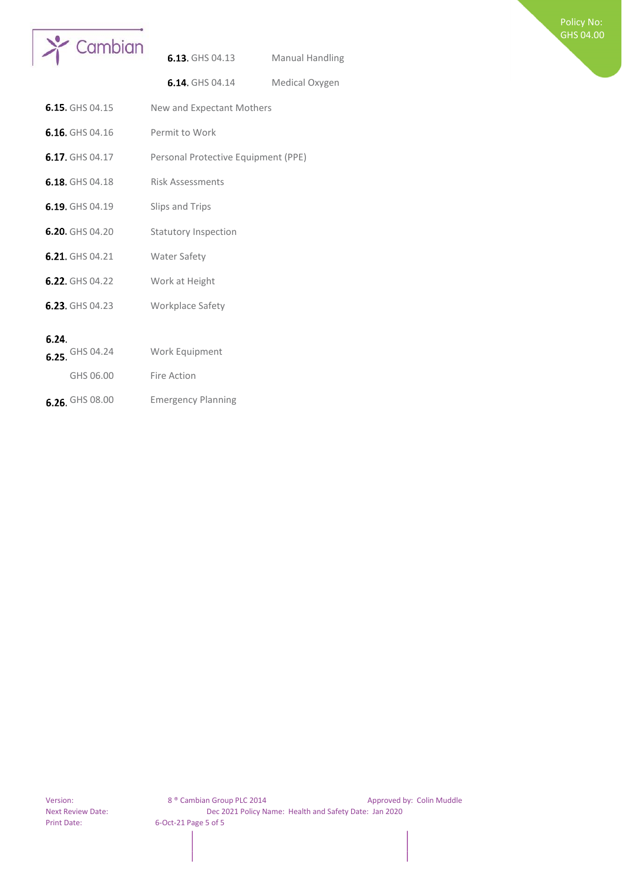**6.13.** GHS 04.13 Manual Handling

**6.14.** GHS 04.14 Medical Oxygen

**6.15.** GHS 04.15 New and Expectant Mothers

**6.16.** GHS 04.16 Permit to Work

**6.17.** GHS 04.17 Personal Protective Equipment (PPE)

**6.18.** GHS 04.18 Risk Assessments

**6.19.** GHS 04.19 Slips and Trips

**6.20.** GHS 04.20 Statutory Inspection

**6.21.** GHS 04.21 Water Safety

**6.22.** GHS 04.22 Work at Height

**6.23.** GHS 04.23 Workplace Safety

**6.24.** GHS 04.24 Work Equipment

**6.25.** GHS 06.00 Fire Action

**6.26.** GHS 08.00 Emergency Planning